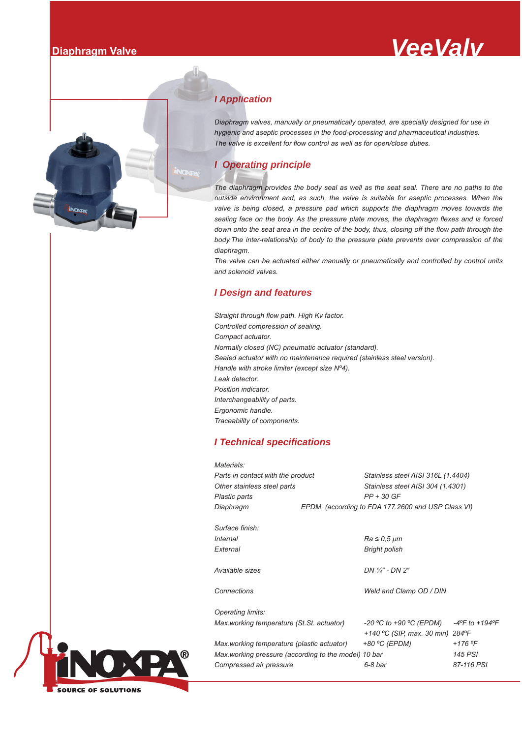# Diaphragm Valve

# VeeValv

## Application

*Diaphragm valves, manually or pneumatically operated, are specially designed for use in hygienic and aseptic processes in the food-processing and pharmaceutical industries. The valve is excellent for flow control as well as for open/close duties.*

## Operating principle

*The diaphragm provides the body seal as well as the seat seal. There are no paths to the outside environment and, as such, the valve is suitable for aseptic processes. When the valve is being closed, a pressure pad which supports the diaphragm moves towards the sealing face on the body. As the pressure plate moves, the diaphragm flexes and is forced down onto the seat area in the centre of the body, thus, closing off the flow path through the body.The inter-relationship of body to the pressure plate prevents over compression of the diaphragm.*

*The valve can be actuated either manually or pneumatically and controlled by control units and solenoid valves.*

## Design and features

*Straight through flow path. High Kv factor.*
*Controlled compression of sealing.*
*Compact actuator.*
*Normally closed (NC) pneumatic actuator (standard).*
*Sealed actuator with no maintenance required (stainless steel version).*
*Handle with stroke limiter (except size Nº4).*
*Leak detector.*
*Position indicator.*
*Interchangeability of parts.*
*Ergonomic handle.*
*Traceability of components.*

## Technical specifications

*Materials:*

| | |
|---|---|
| Parts in contact with the product | Stainless steel AISI 316L (1.4404) |
| Other stainless steel parts | Stainless steel AISI 304 (1.4301) |
| Plastic parts | PP + 30 GF |
| Diaphragm | EPDM (according to FDA 177.2600 and USP Class VI) |

*Surface finish:*

| | |
|---|---|
| Internal | Ra ≤ 0,5 µm |
| External | Bright polish |

| | |
|---|---|
| Available sizes | DN ¼" - DN 2" |

| | |
|---|---|
| Connections | Weld and Clamp OD / DIN |

*Operating limits:*

| | | |
|---|---|---|
| Max.working temperature (St.St. actuator) | -20 ºC to +90 ºC (EPDM) | -4ºF to +194ºF |
| | +140 ºC (SIP, max. 30 min) | 284ºF |
| Max.working temperature (plastic actuator) | +80 ºC (EPDM) | +176 ºF |
| Max.working pressure (according to the model) | 10 bar | 145 PSI |
| Compressed air pressure | 6-8 bar | 87-116 PSI |

INOXPA®
SOURCE OF SOLUTIONS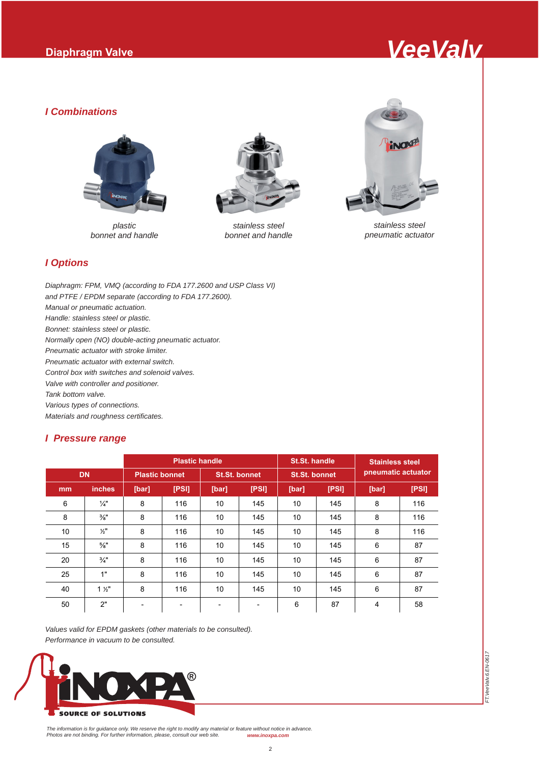## Combinations

plastic bonnet and handle

stainless steel bonnet and handle

stainless steel pneumatic actuator

## Options

*Diaphragm: FPM, VMQ (according to FDA 177.2600 and USP Class VI) and PTFE / EPDM separate (according to FDA 177.2600).*
*Manual or pneumatic actuation.*
*Handle: stainless steel or plastic.*
*Bonnet: stainless steel or plastic.*
*Normally open (NO) double-acting pneumatic actuator.*
*Pneumatic actuator with stroke limiter.*
*Pneumatic actuator with external switch.*
*Control box with switches and solenoid valves.*
*Valve with controller and positioner.*
*Tank bottom valve.*
*Various types of connections.*
*Materials and roughness certificates.*

## Pressure range

| DN | | Plastic handle | | | | St.St. handle | | Stainless steel pneumatic actuator | |
|---|---|---|---|---|---|---|---|---|---|
| | | Plastic bonnet | | St.St. bonnet | | St.St. bonnet | | | |
| mm | inches | [bar] | [PSI] | [bar] | [PSI] | [bar] | [PSI] | [bar] | [PSI] |
| 6 | ¼" | 8 | 116 | 10 | 145 | 10 | 145 | 8 | 116 |
| 8 | ⅜" | 8 | 116 | 10 | 145 | 10 | 145 | 8 | 116 |
| 10 | ½" | 8 | 116 | 10 | 145 | 10 | 145 | 8 | 116 |
| 15 | ⅝" | 8 | 116 | 10 | 145 | 10 | 145 | 6 | 87 |
| 20 | ¾" | 8 | 116 | 10 | 145 | 10 | 145 | 6 | 87 |
| 25 | 1" | 8 | 116 | 10 | 145 | 10 | 145 | 6 | 87 |
| 40 | 1 ½" | 8 | 116 | 10 | 145 | 10 | 145 | 6 | 87 |
| 50 | 2" | - | - | - | - | 6 | 87 | 4 | 58 |

*Values valid for EPDM gaskets (other materials to be consulted).*
*Performance in vacuum to be consulted.*

*The information is for guidance only. We reserve the right to modify any material or feature without notice in advance. Photos are not binding. For further information, please, consult our web site.* www.inoxpa.com

FT.VeeValv.6.EN-0617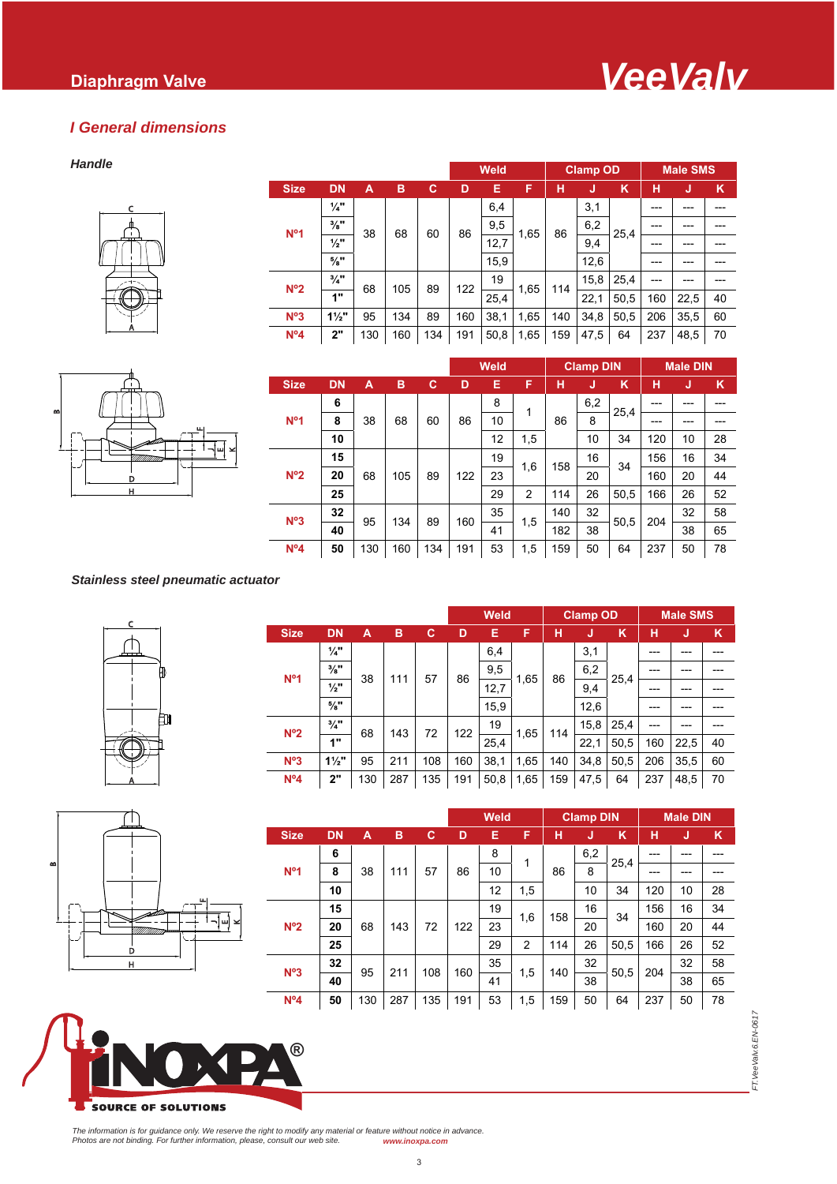## I General dimensions

### Handle

| Size | DN | A | B | C | Weld D | Weld E | Weld F | Clamp OD H | Clamp OD J | Clamp OD K | Male SMS H | Male SMS J | Male SMS K |
|---|---|---|---|---|---|---|---|---|---|---|---|---|---|
| Nº1 | ¼" | 38 | 68 | 60 | 86 | 6,4 | 1,65 | 86 | 3,1 | 25,4 | --- | --- | --- |
| | ⅜" | | | | | 9,5 | | | 6,2 | | --- | --- | --- |
| | ½" | | | | | 12,7 | | | 9,4 | | --- | --- | --- |
| | ⅝" | | | | | 15,9 | | | 12,6 | | --- | --- | --- |
| Nº2 | ¾" | 68 | 105 | 89 | 122 | 19 | 1,65 | 114 | 15,8 | 25,4 | --- | --- | --- |
| | 1" | | | | | 25,4 | | | 22,1 | 50,5 | 160 | 22,5 | 40 |
| Nº3 | 1½" | 95 | 134 | 89 | 160 | 38,1 | 1,65 | 140 | 34,8 | 50,5 | 206 | 35,5 | 60 |
| Nº4 | 2" | 130 | 160 | 134 | 191 | 50,8 | 1,65 | 159 | 47,5 | 64 | 237 | 48,5 | 70 |

| Size | DN | A | B | C | Weld D | Weld E | Weld F | Clamp DIN H | Clamp DIN J | Clamp DIN K | Male DIN H | Male DIN J | Male DIN K |
|---|---|---|---|---|---|---|---|---|---|---|---|---|---|
| Nº1 | 6 | 38 | 68 | 60 | 86 | 8 | 1 | 86 | 6,2 | 25,4 | --- | --- | --- |
| | 8 | | | | | 10 | | | 8 | | --- | --- | --- |
| | 10 | | | | | 12 | 1,5 | | 10 | 34 | 120 | 10 | 28 |
| Nº2 | 15 | 68 | 105 | 89 | 122 | 19 | 1,6 | 158 | 16 | 34 | 156 | 16 | 34 |
| | 20 | | | | | 23 | | | 20 | | 160 | 20 | 44 |
| | 25 | | | | | 29 | 2 | 114 | 26 | 50,5 | 166 | 26 | 52 |
| Nº3 | 32 | 95 | 134 | 89 | 160 | 35 | 1,5 | 140 | 32 | 50,5 | 204 | 32 | 58 |
| | 40 | | | | | 41 | | 182 | 38 | | | 38 | 65 |
| Nº4 | 50 | 130 | 160 | 134 | 191 | 53 | 1,5 | 159 | 50 | 64 | 237 | 50 | 78 |

### Stainless steel pneumatic actuator

| Size | DN | A | B | C | Weld D | Weld E | Weld F | Clamp OD H | Clamp OD J | Clamp OD K | Male SMS H | Male SMS J | Male SMS K |
|---|---|---|---|---|---|---|---|---|---|---|---|---|---|
| Nº1 | ¼" | 38 | 111 | 57 | 86 | 6,4 | 1,65 | 86 | 3,1 | 25,4 | --- | --- | --- |
| | ⅜" | | | | | 9,5 | | | 6,2 | | --- | --- | --- |
| | ½" | | | | | 12,7 | | | 9,4 | | --- | --- | --- |
| | ⅝" | | | | | 15,9 | | | 12,6 | | --- | --- | --- |
| Nº2 | ¾" | 68 | 143 | 72 | 122 | 19 | 1,65 | 114 | 15,8 | 25,4 | --- | --- | --- |
| | 1" | | | | | 25,4 | | | 22,1 | 50,5 | 160 | 22,5 | 40 |
| Nº3 | 1½" | 95 | 211 | 108 | 160 | 38,1 | 1,65 | 140 | 34,8 | 50,5 | 206 | 35,5 | 60 |
| Nº4 | 2" | 130 | 287 | 135 | 191 | 50,8 | 1,65 | 159 | 47,5 | 64 | 237 | 48,5 | 70 |

| Size | DN | A | B | C | Weld D | Weld E | Weld F | Clamp DIN H | Clamp DIN J | Clamp DIN K | Male DIN H | Male DIN J | Male DIN K |
|---|---|---|---|---|---|---|---|---|---|---|---|---|---|
| Nº1 | 6 | 38 | 111 | 57 | 86 | 8 | 1 | 86 | 6,2 | 25,4 | --- | --- | --- |
| | 8 | | | | | 10 | | | 8 | | --- | --- | --- |
| | 10 | | | | | 12 | 1,5 | | 10 | 34 | 120 | 10 | 28 |
| Nº2 | 15 | 68 | 143 | 72 | 122 | 19 | 1,6 | 158 | 16 | 34 | 156 | 16 | 34 |
| | 20 | | | | | 23 | | | 20 | | 160 | 20 | 44 |
| | 25 | | | | | 29 | 2 | 114 | 26 | 50,5 | 166 | 26 | 52 |
| Nº3 | 32 | 95 | 211 | 108 | 160 | 35 | 1,5 | 140 | 32 | 50,5 | 204 | 32 | 58 |
| | 40 | | | | | 41 | | | 38 | | | 38 | 65 |
| Nº4 | 50 | 130 | 287 | 135 | 191 | 53 | 1,5 | 159 | 50 | 64 | 237 | 50 | 78 |

FT.VeeValv.6.EN-0617

*The information is for guidance only. We reserve the right to modify any material or feature without notice in advance. Photos are not binding. For further information, please, consult our web site.* ***www.inoxpa.com***